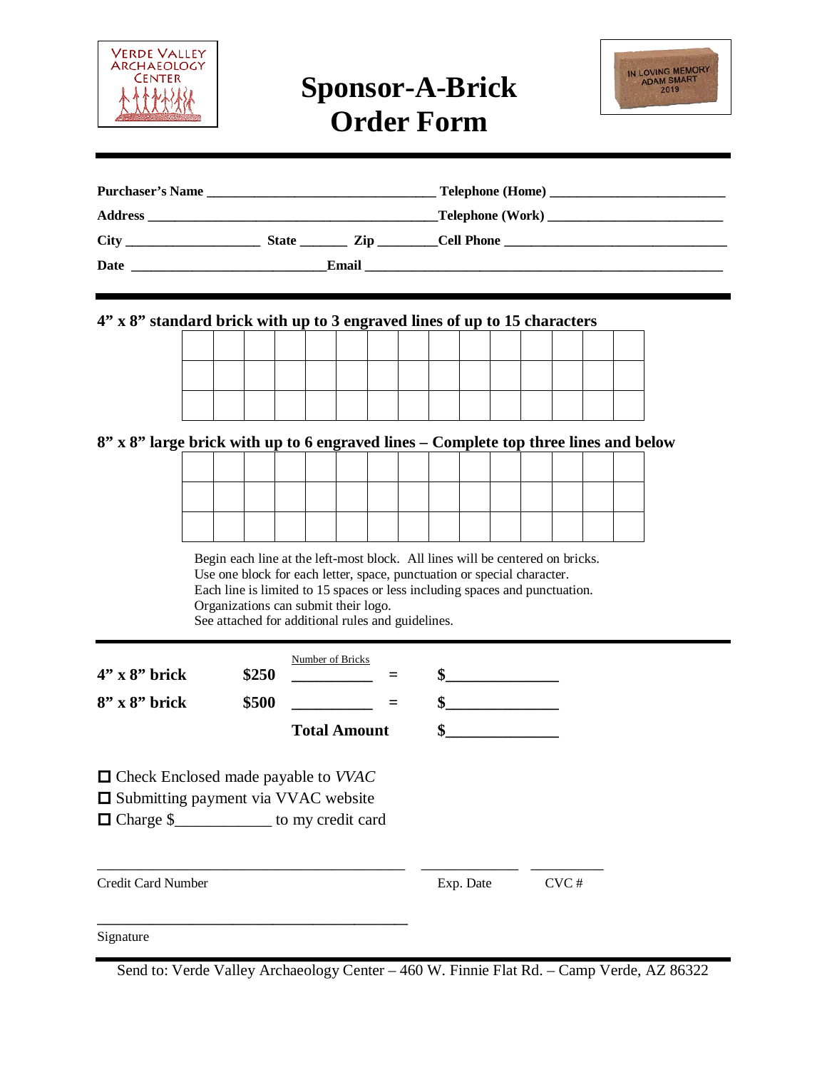VERDE VALLEY ARCHAEOLOGY CENTER

# Sponsor-A-Brick Order Form

IN LOVING MEMORY ADAM SMART 2019

---

**Purchaser's Name** ______________________________ **Telephone (Home)** ______________________

**Address** ________________________________________ **Telephone (Work)** ______________________

**City** __________________ **State** ______ **Zip** ________ **Cell Phone** ______________________________

**Date** __________________________ **Email** ________________________________________________

---

**4" x 8" standard brick with up to 3 engraved lines of up to 15 characters**

| | | | | | | | | | | | | | | |
|---|---|---|---|---|---|---|---|---|---|---|---|---|---|---|
| | | | | | | | | | | | | | | |
| | | | | | | | | | | | | | | |
| | | | | | | | | | | | | | | |

**8" x 8" large brick with up to 6 engraved lines – Complete top three lines and below**

| | | | | | | | | | | | | | | |
|---|---|---|---|---|---|---|---|---|---|---|---|---|---|---|
| | | | | | | | | | | | | | | |
| | | | | | | | | | | | | | | |
| | | | | | | | | | | | | | | |

Begin each line at the left-most block. All lines will be centered on bricks.
Use one block for each letter, space, punctuation or special character.
Each line is limited to 15 spaces or less including spaces and punctuation.
Organizations can submit their logo.
See attached for additional rules and guidelines.

---

| | | Number of Bricks | | |
|---|---|---|---|---|
| **4" x 8" brick** | **$250** | __________ | = | $______________ |
| **8" x 8" brick** | **$500** | __________ | = | $______________ |
| | | **Total Amount** | | $______________ |

☐ Check Enclosed made payable to *VVAC*
☐ Submitting payment via VVAC website
☐ Charge $____________ to my credit card

________________________________________ ____________ __________
Credit Card Number Exp. Date CVC #

________________________________________
Signature

---

Send to: Verde Valley Archaeology Center – 460 W. Finnie Flat Rd. – Camp Verde, AZ 86322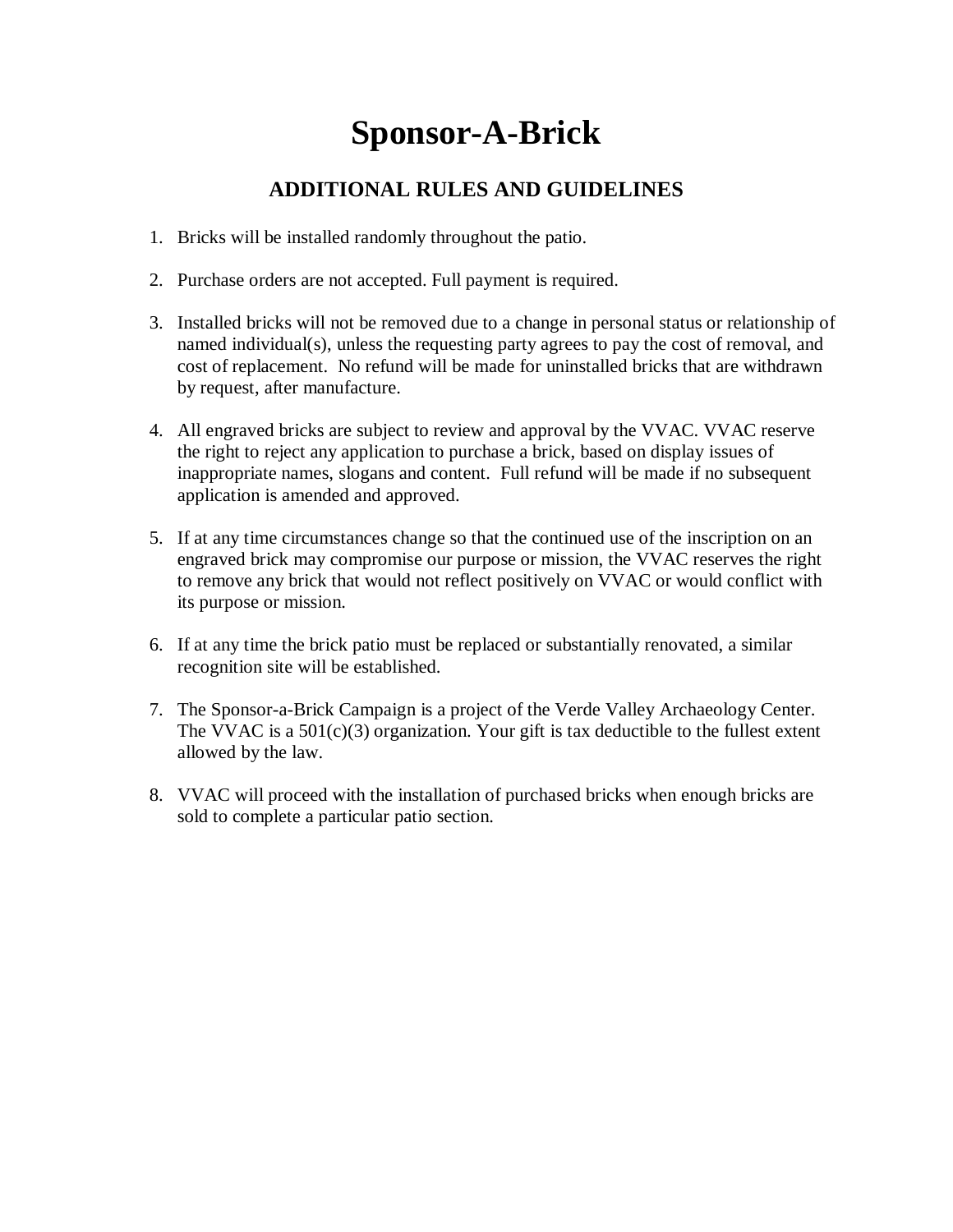# Sponsor-A-Brick

## ADDITIONAL RULES AND GUIDELINES

1. Bricks will be installed randomly throughout the patio.

2. Purchase orders are not accepted. Full payment is required.

3. Installed bricks will not be removed due to a change in personal status or relationship of named individual(s), unless the requesting party agrees to pay the cost of removal, and cost of replacement. No refund will be made for uninstalled bricks that are withdrawn by request, after manufacture.

4. All engraved bricks are subject to review and approval by the VVAC. VVAC reserve the right to reject any application to purchase a brick, based on display issues of inappropriate names, slogans and content. Full refund will be made if no subsequent application is amended and approved.

5. If at any time circumstances change so that the continued use of the inscription on an engraved brick may compromise our purpose or mission, the VVAC reserves the right to remove any brick that would not reflect positively on VVAC or would conflict with its purpose or mission.

6. If at any time the brick patio must be replaced or substantially renovated, a similar recognition site will be established.

7. The Sponsor-a-Brick Campaign is a project of the Verde Valley Archaeology Center. The VVAC is a 501(c)(3) organization. Your gift is tax deductible to the fullest extent allowed by the law.

8. VVAC will proceed with the installation of purchased bricks when enough bricks are sold to complete a particular patio section.